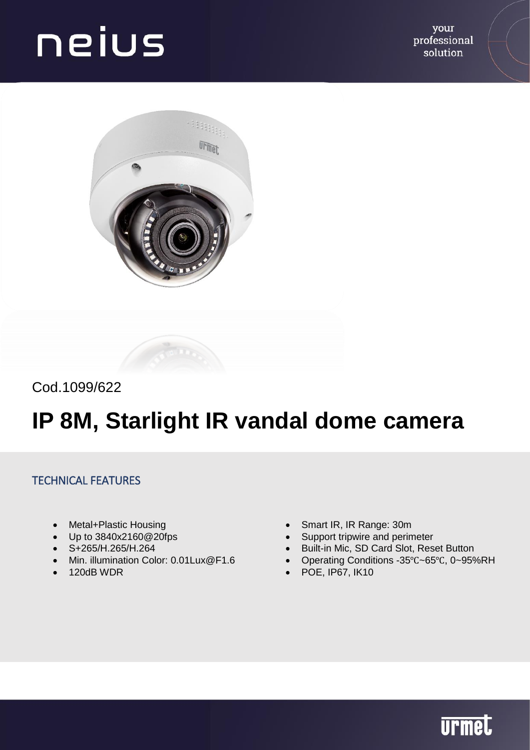neius

your professional solution

Cod.1099/622

# IP 8M, Starlight IR vandal dome camera

## TECHNICAL FEATURES

- Metal+Plastic Housing
- Up to 3840x2160@20fps
- S+265/H.265/H.264
- Min. illumination Color: 0.01Lux@F1.6
- 120dB WDR
- Smart IR, IR Range: 30m
- Support tripwire and perimeter
- Built-in Mic, SD Card Slot, Reset Button
- Operating Conditions -35℃~65℃, 0~95%RH
- POE, IP67, IK10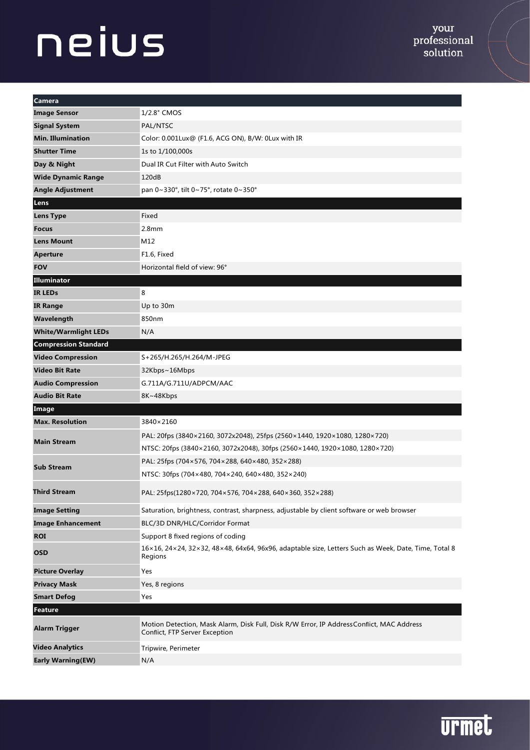| Camera | |
|---|---|
| **Image Sensor** | 1/2.8" CMOS |
| **Signal System** | PAL/NTSC |
| **Min. Illumination** | Color: 0.001Lux@ (F1.6, ACG ON), B/W: 0Lux with IR |
| **Shutter Time** | 1s to 1/100,000s |
| **Day & Night** | Dual IR Cut Filter with Auto Switch |
| **Wide Dynamic Range** | 120dB |
| **Angle Adjustment** | pan 0~330°, tilt 0~75°, rotate 0~350° |
| **Lens** | |
| **Lens Type** | Fixed |
| **Focus** | 2.8mm |
| **Lens Mount** | M12 |
| **Aperture** | F1.6, Fixed |
| **FOV** | Horizontal field of view: 96° |
| **Illuminator** | |
| **IR LEDs** | 8 |
| **IR Range** | Up to 30m |
| **Wavelength** | 850nm |
| **White/Warmlight LEDs** | N/A |
| **Compression Standard** | |
| **Video Compression** | S+265/H.265/H.264/M-JPEG |
| **Video Bit Rate** | 32Kbps~16Mbps |
| **Audio Compression** | G.711A/G.711U/ADPCM/AAC |
| **Audio Bit Rate** | 8K~48Kbps |
| **Image** | |
| **Max. Resolution** | 3840×2160 |
| **Main Stream** | PAL: 20fps (3840×2160, 3072x2048), 25fps (2560×1440, 1920×1080, 1280×720)<br>NTSC: 20fps (3840×2160, 3072x2048), 30fps (2560×1440, 1920×1080, 1280×720) |
| **Sub Stream** | PAL: 25fps (704×576, 704×288, 640×480, 352×288)<br>NTSC: 30fps (704×480, 704×240, 640×480, 352×240) |
| **Third Stream** | PAL: 25fps(1280×720, 704×576, 704×288, 640×360, 352×288) |
| **Image Setting** | Saturation, brightness, contrast, sharpness, adjustable by client software or web browser |
| **Image Enhancement** | BLC/3D DNR/HLC/Corridor Format |
| **ROI** | Support 8 fixed regions of coding |
| **OSD** | 16×16, 24×24, 32×32, 48×48, 64x64, 96x96, adaptable size, Letters Such as Week, Date, Time, Total 8 Regions |
| **Picture Overlay** | Yes |
| **Privacy Mask** | Yes, 8 regions |
| **Smart Defog** | Yes |
| **Feature** | |
| **Alarm Trigger** | Motion Detection, Mask Alarm, Disk Full, Disk R/W Error, IP Address Conflict, MAC Address Conflict, FTP Server Exception |
| **Video Analytics** | Tripwire, Perimeter |
| **Early Warning(EW)** | N/A |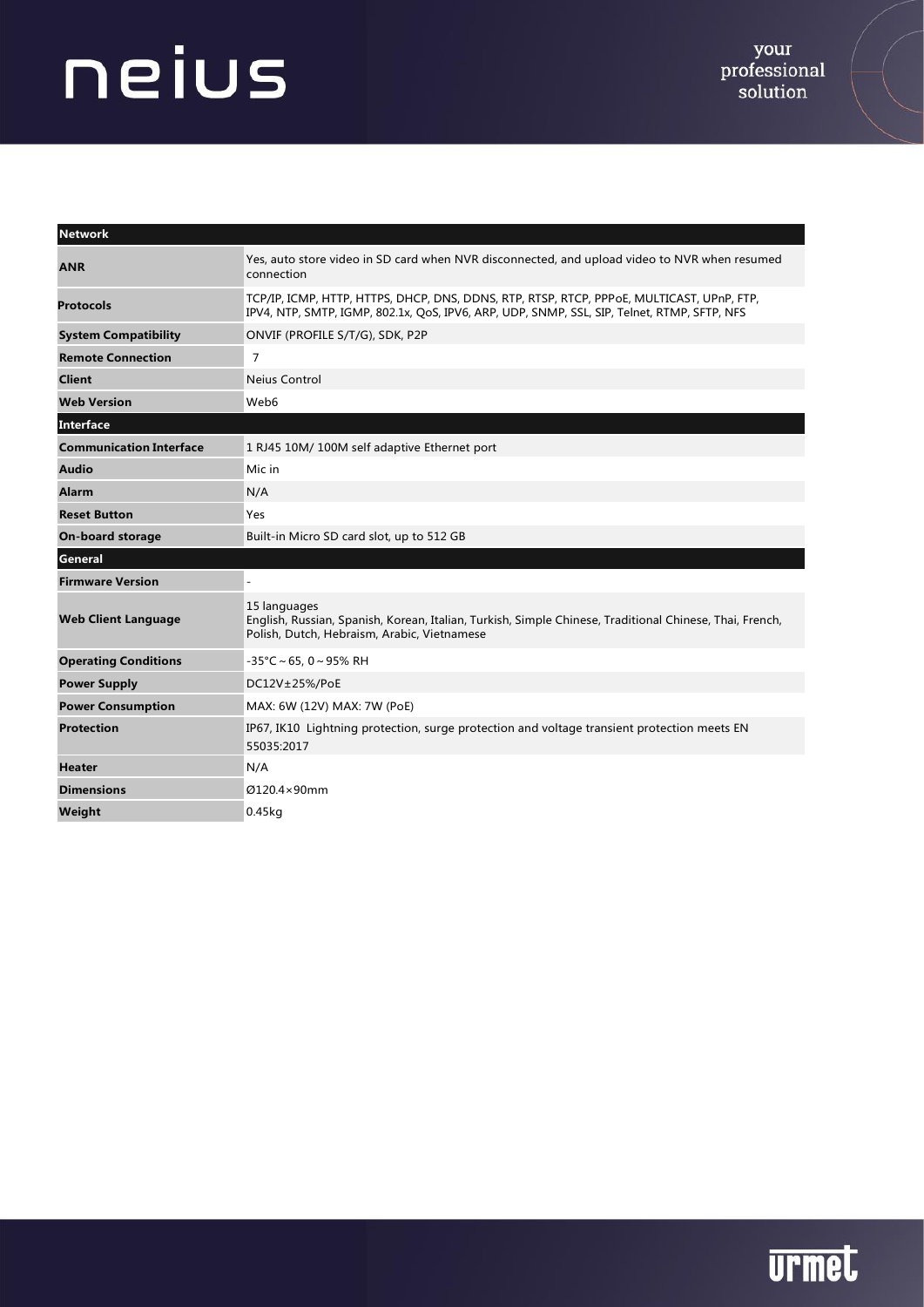| Network | |
|---|---|
| **ANR** | Yes, auto store video in SD card when NVR disconnected, and upload video to NVR when resumed connection |
| **Protocols** | TCP/IP, ICMP, HTTP, HTTPS, DHCP, DNS, DDNS, RTP, RTSP, RTCP, PPPoE, MULTICAST, UPnP, FTP, IPV4, NTP, SMTP, IGMP, 802.1x, QoS, IPV6, ARP, UDP, SNMP, SSL, SIP, Telnet, RTMP, SFTP, NFS |
| **System Compatibility** | ONVIF (PROFILE S/T/G), SDK, P2P |
| **Remote Connection** | 7 |
| **Client** | Neius Control |
| **Web Version** | Web6 |
| **Interface** | |
| **Communication Interface** | 1 RJ45 10M/ 100M self adaptive Ethernet port |
| **Audio** | Mic in |
| **Alarm** | N/A |
| **Reset Button** | Yes |
| **On-board storage** | Built-in Micro SD card slot, up to 512 GB |
| **General** | |
| **Firmware Version** | - |
| **Web Client Language** | 15 languages<br>English, Russian, Spanish, Korean, Italian, Turkish, Simple Chinese, Traditional Chinese, Thai, French, Polish, Dutch, Hebraism, Arabic, Vietnamese |
| **Operating Conditions** | -35°C～65, 0～95% RH |
| **Power Supply** | DC12V±25%/PoE |
| **Power Consumption** | MAX: 6W (12V) MAX: 7W (PoE) |
| **Protection** | IP67, IK10 Lightning protection, surge protection and voltage transient protection meets EN 55035:2017 |
| **Heater** | N/A |
| **Dimensions** | Ø120.4×90mm |
| **Weight** | 0.45kg |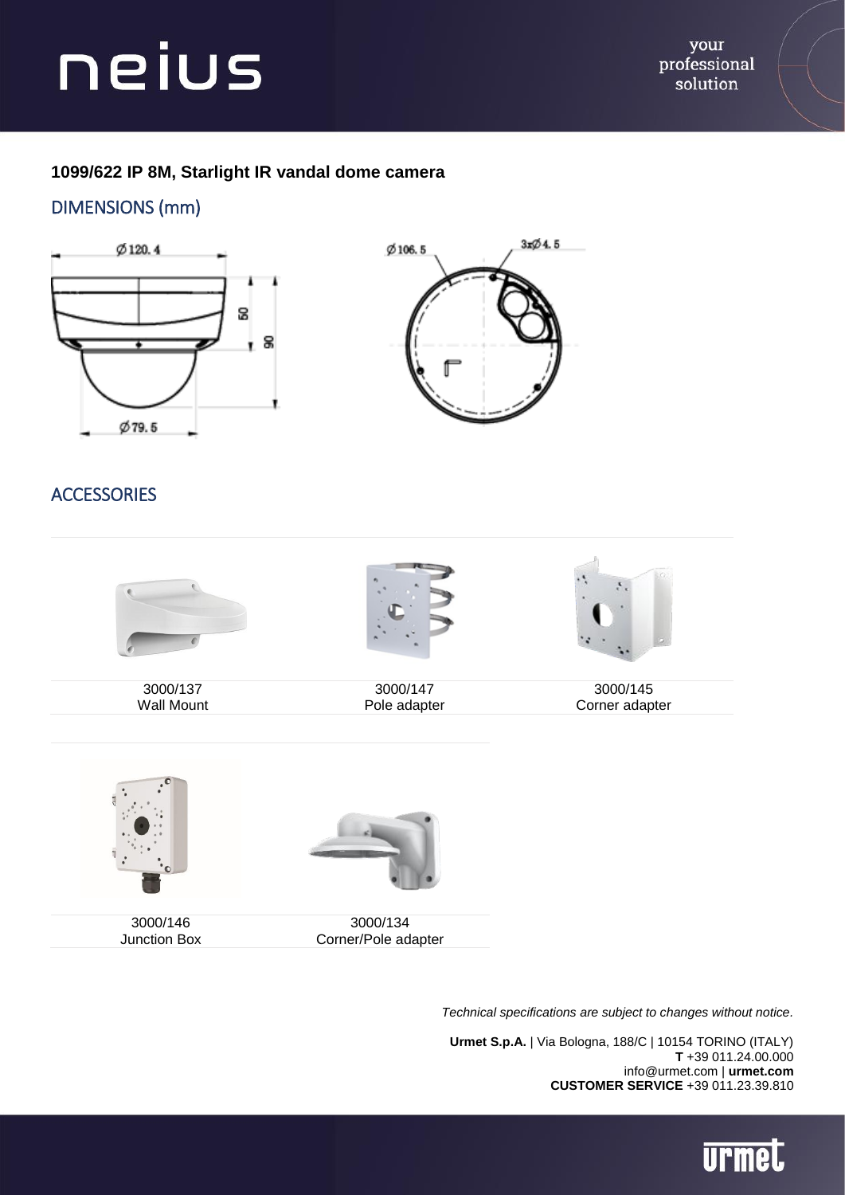**1099/622 IP 8M, Starlight IR vandal dome camera**

## DIMENSIONS (mm)

Ø120.4
50
90
Ø79.5

Ø106.5
3xØ4.5

## ACCESSORIES

| | | |
|---|---|---|
| 3000/137<br>Wall Mount | 3000/147<br>Pole adapter | 3000/145<br>Corner adapter |

| | |
|---|---|
| 3000/146<br>Junction Box | 3000/134<br>Corner/Pole adapter |

*Technical specifications are subject to changes without notice.*

**Urmet S.p.A.** | Via Bologna, 188/C | 10154 TORINO (ITALY)
**T** +39 011.24.00.000
info@urmet.com | **urmet.com**
**CUSTOMER SERVICE** +39 011.23.39.810